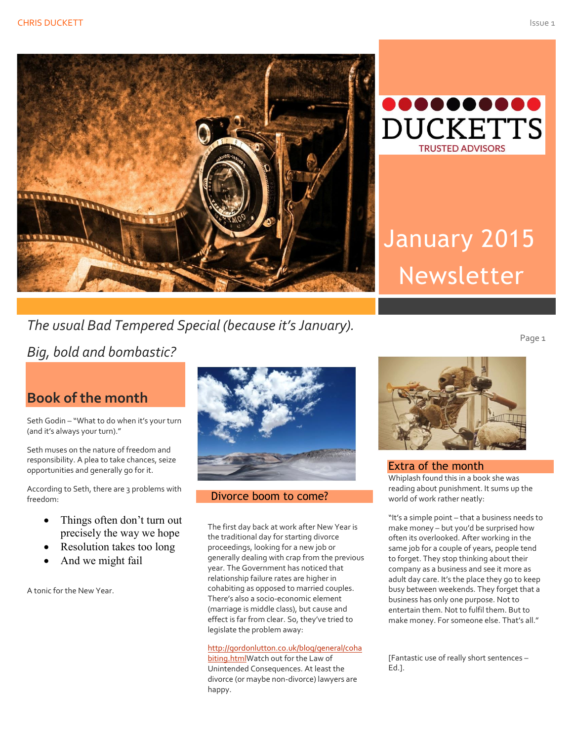DUCKETTS

TRUSTED ADVISORS

# January 2015 Newsletter

*The usual Bad Tempered Special (because it's January).*

*Big, bold and bombastic?*

## Book of the month

Seth Godin – "What to do when it's your turn (and it's always your turn)."

Seth muses on the nature of freedom and responsibility. A plea to take chances, seize opportunities and generally go for it.

According to Seth, there are 3 problems with freedom:

- Things often don't turn out precisely the way we hope
- Resolution takes too long
- And we might fail

A tonic for the New Year.

## Divorce boom to come?

The first day back at work after New Year is the traditional day for starting divorce proceedings, looking for a new job or generally dealing with crap from the previous year. The Government has noticed that relationship failure rates are higher in cohabiting as opposed to married couples. There's also a socio-economic element (marriage is middle class), but cause and effect is far from clear. So, they've tried to legislate the problem away:

[http://gordonlutton.co.uk/blog/general/cohabiting.html](http://gordonlutton.co.uk/blog/general/cohabiting.html)Watch out for the Law of Unintended Consequences. At least the divorce (or maybe non-divorce) lawyers are happy.

## Extra of the month

Whiplash found this in a book she was reading about punishment. It sums up the world of work rather neatly:

"It's a simple point – that a business needs to make money – but you'd be surprised how often its overlooked. After working in the same job for a couple of years, people tend to forget. They stop thinking about their company as a business and see it more as adult day care. It's the place they go to keep busy between weekends. They forget that a business has only one purpose. Not to entertain them. Not to fulfil them. But to make money. For someone else. That's all."

[Fantastic use of really short sentences – Ed.].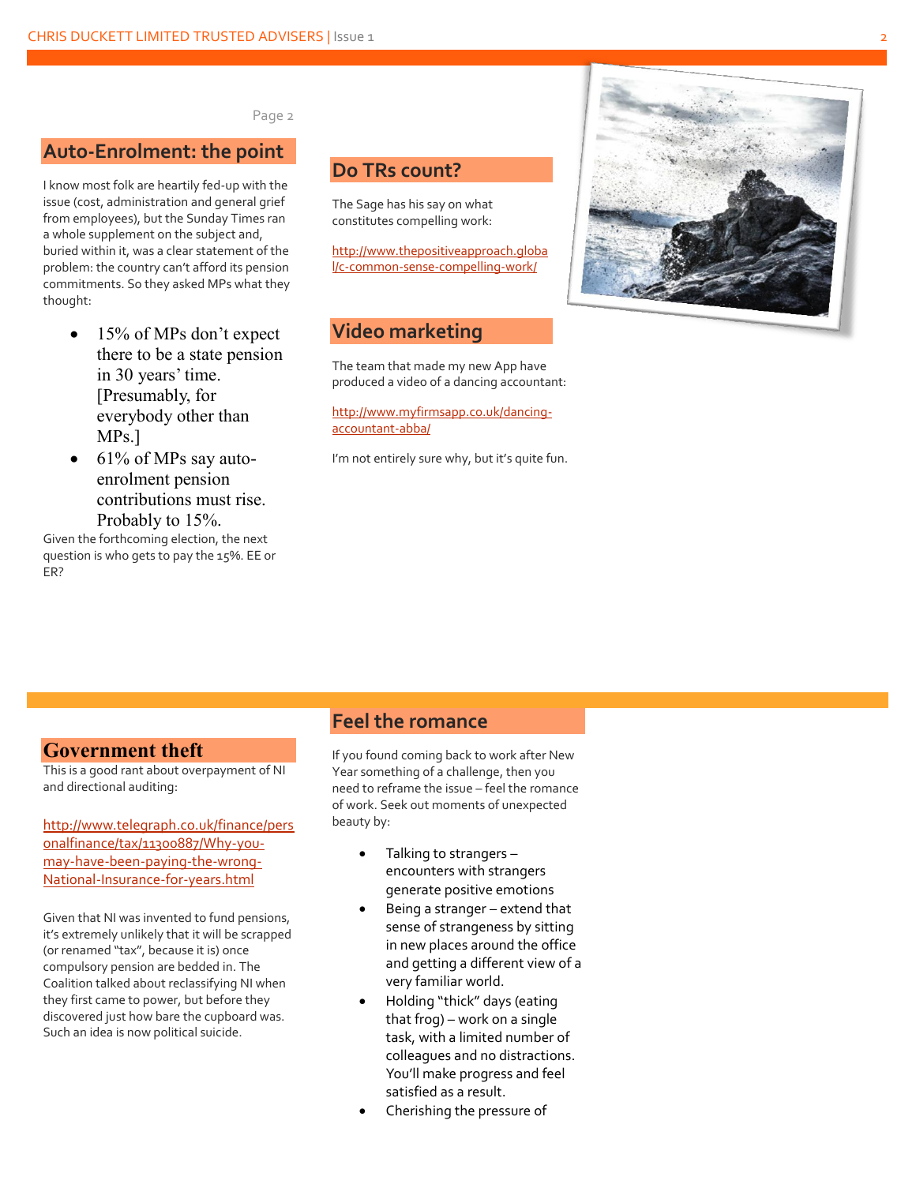Page 2

## Auto-Enrolment: the point

I know most folk are heartily fed-up with the issue (cost, administration and general grief from employees), but the Sunday Times ran a whole supplement on the subject and, buried within it, was a clear statement of the problem: the country can't afford its pension commitments. So they asked MPs what they thought:

- 15% of MPs don't expect there to be a state pension in 30 years' time. [Presumably, for everybody other than MPs.]
- 61% of MPs say auto-enrolment pension contributions must rise. Probably to 15%.

Given the forthcoming election, the next question is who gets to pay the 15%. EE or ER?

## Do TRs count?

The Sage has his say on what constitutes compelling work:

http://www.thepositiveapproach.global/c-common-sense-compelling-work/

## Video marketing

The team that made my new App have produced a video of a dancing accountant:

http://www.myfirmsapp.co.uk/dancing-accountant-abba/

I'm not entirely sure why, but it's quite fun.

## Government theft

This is a good rant about overpayment of NI and directional auditing:

http://www.telegraph.co.uk/finance/personalfinance/tax/11300887/Why-you-may-have-been-paying-the-wrong-National-Insurance-for-years.html

Given that NI was invented to fund pensions, it's extremely unlikely that it will be scrapped (or renamed "tax", because it is) once compulsory pension are bedded in. The Coalition talked about reclassifying NI when they first came to power, but before they discovered just how bare the cupboard was. Such an idea is now political suicide.

## Feel the romance

If you found coming back to work after New Year something of a challenge, then you need to reframe the issue – feel the romance of work. Seek out moments of unexpected beauty by:

- Talking to strangers – encounters with strangers generate positive emotions
- Being a stranger – extend that sense of strangeness by sitting in new places around the office and getting a different view of a very familiar world.
- Holding "thick" days (eating that frog) – work on a single task, with a limited number of colleagues and no distractions. You'll make progress and feel satisfied as a result.
- Cherishing the pressure of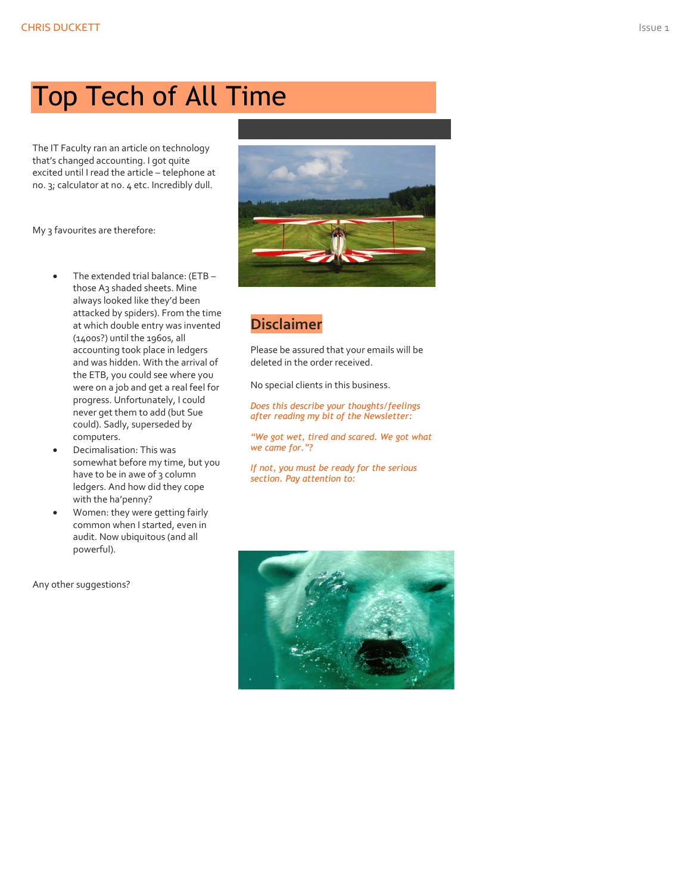# Top Tech of All Time

The IT Faculty ran an article on technology that's changed accounting. I got quite excited until I read the article – telephone at no. 3; calculator at no. 4 etc. Incredibly dull.

My 3 favourites are therefore:

- The extended trial balance: (ETB – those A3 shaded sheets. Mine always looked like they'd been attacked by spiders). From the time at which double entry was invented (1400s?) until the 1960s, all accounting took place in ledgers and was hidden. With the arrival of the ETB, you could see where you were on a job and get a real feel for progress. Unfortunately, I could never get them to add (but Sue could). Sadly, superseded by computers.
- Decimalisation: This was somewhat before my time, but you have to be in awe of 3 column ledgers. And how did they cope with the ha'penny?
- Women: they were getting fairly common when I started, even in audit. Now ubiquitous (and all powerful).

Any other suggestions?

## Disclaimer

Please be assured that your emails will be deleted in the order received.

No special clients in this business.

*Does this describe your thoughts/feelings after reading my bit of the Newsletter:*

*"We got wet, tired and scared. We got what we came for."?*

*If not, you must be ready for the serious section. Pay attention to:*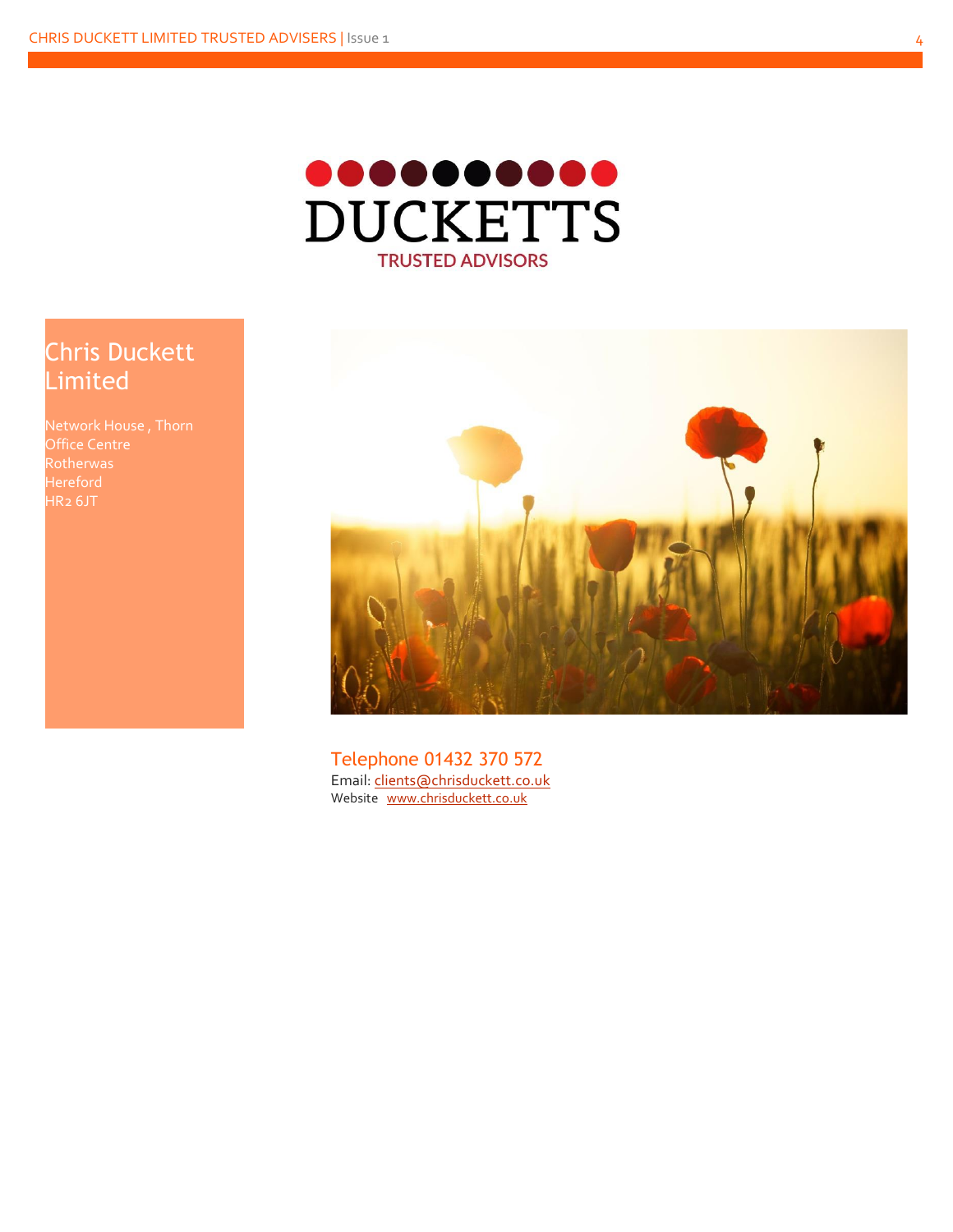DUCKETTS

TRUSTED ADVISORS

## Chris Duckett Limited

Network House , Thorn Office Centre
Rotherwas
Hereford
HR2 6JT

Telephone 01432 370 572
Email: clients@chrisduckett.co.uk
Website www.chrisduckett.co.uk